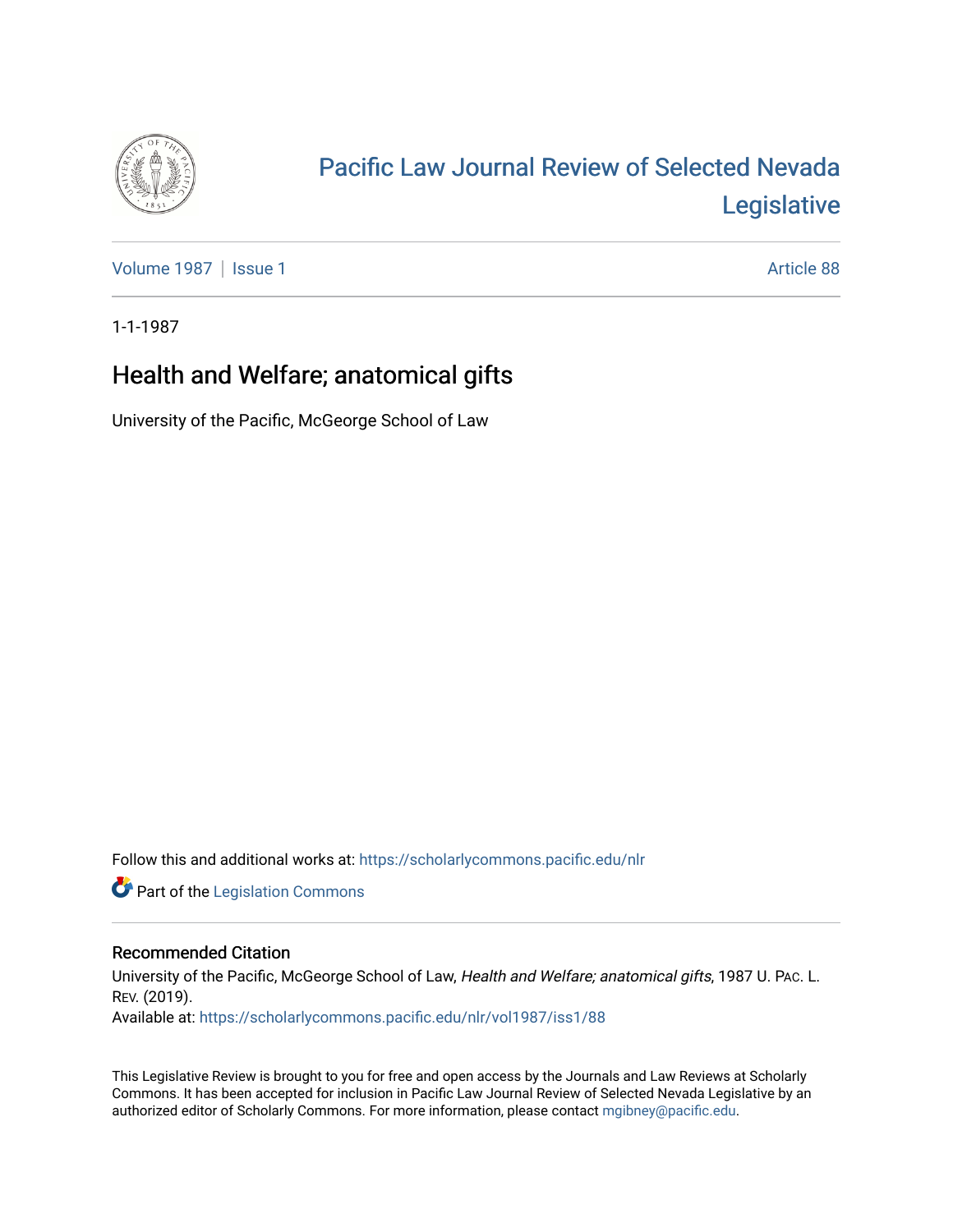# Pacific Law Journal Review of Selected Nevada Legislative

Volume 1987 | Issue 1 Article 88

1-1-1987

## Health and Welfare; anatomical gifts

University of the Pacific, McGeorge School of Law

Follow this and additional works at: https://scholarlycommons.pacific.edu/nlr

Part of the Legislation Commons

### Recommended Citation

University of the Pacific, McGeorge School of Law, *Health and Welfare; anatomical gifts*, 1987 U. PAC. L. REV. (2019).

Available at: https://scholarlycommons.pacific.edu/nlr/vol1987/iss1/88

This Legislative Review is brought to you for free and open access by the Journals and Law Reviews at Scholarly Commons. It has been accepted for inclusion in Pacific Law Journal Review of Selected Nevada Legislative by an authorized editor of Scholarly Commons. For more information, please contact mgibney@pacific.edu.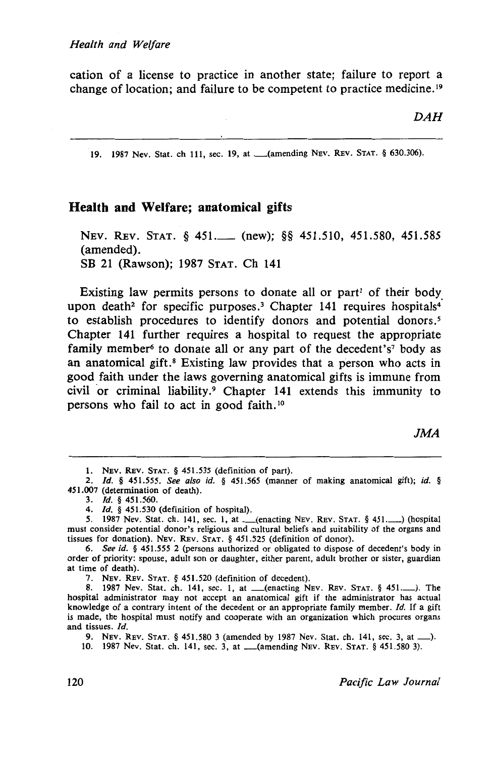cation of a license to practice in another state; failure to report a change of location; and failure to be competent to practice medicine.[19]

*DAH*

---

19. 1987 Nev. Stat. ch 111, sec. 19, at ___(amending NEV. REV. STAT. § 630.306).

## Health and Welfare; anatomical gifts

NEV. REV. STAT. § 451.___ (new); §§ 451.510, 451.580, 451.585 (amended).
SB 21 (Rawson); 1987 STAT. Ch 141

Existing law permits persons to donate all or part[1] of their body upon death[2] for specific purposes.[3] Chapter 141 requires hospitals[4] to establish procedures to identify donors and potential donors.[5] Chapter 141 further requires a hospital to request the appropriate family member[6] to donate all or any part of the decedent's[7] body as an anatomical gift.[8] Existing law provides that a person who acts in good faith under the laws governing anatomical gifts is immune from civil or criminal liability.[9] Chapter 141 extends this immunity to persons who fail to act in good faith.[10]

*JMA*

---

1. NEV. REV. STAT. § 451.535 (definition of part).
2. *Id.* § 451.555. *See also id.* § 451.565 (manner of making anatomical gift); *id.* § 451.007 (determination of death).
3. *Id.* § 451.560.
4. *Id.* § 451.530 (definition of hospital).
5. 1987 Nev. Stat. ch. 141, sec. 1, at ___(enacting NEV. REV. STAT. § 451.___) (hospital must consider potential donor's religious and cultural beliefs and suitability of the organs and tissues for donation). NEV. REV. STAT. § 451.525 (definition of donor).
6. *See id.* § 451.555 2 (persons authorized or obligated to dispose of decedent's body in order of priority: spouse, adult son or daughter, either parent, adult brother or sister, guardian at time of death).
7. NEV. REV. STAT. § 451.520 (definition of decedent).
8. 1987 Nev. Stat. ch. 141, sec. 1, at ___(enacting NEV. REV. STAT. § 451.___). The hospital administrator may not accept an anatomical gift if the administrator has actual knowledge of a contrary intent of the decedent or an appropriate family member. *Id.* If a gift is made, the hospital must notify and cooperate with an organization which procures organs and tissues. *Id.*
9. NEV. REV. STAT. § 451.580 3 (amended by 1987 Nev. Stat. ch. 141, sec. 3, at ___).
10. 1987 Nev. Stat. ch. 141, sec. 3, at ___(amending NEV. REV. STAT. § 451.580 3).